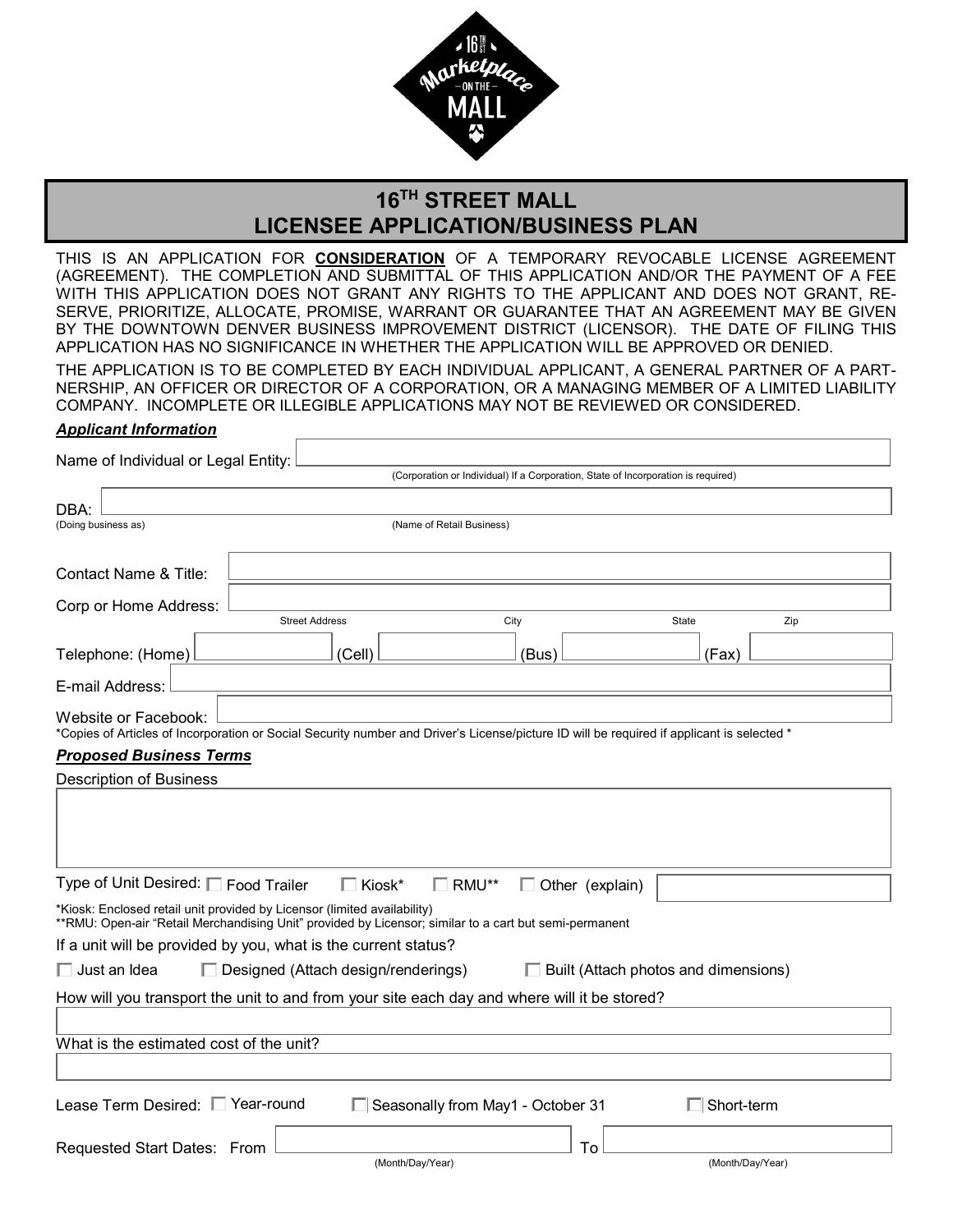# 16TH STREET MALL
# LICENSEE APPLICATION/BUSINESS PLAN

THIS IS AN APPLICATION FOR **CONSIDERATION** OF A TEMPORARY REVOCABLE LICENSE AGREEMENT (AGREEMENT). THE COMPLETION AND SUBMITTAL OF THIS APPLICATION AND/OR THE PAYMENT OF A FEE WITH THIS APPLICATION DOES NOT GRANT ANY RIGHTS TO THE APPLICANT AND DOES NOT GRANT, RESERVE, PRIORITIZE, ALLOCATE, PROMISE, WARRANT OR GUARANTEE THAT AN AGREEMENT MAY BE GIVEN BY THE DOWNTOWN DENVER BUSINESS IMPROVEMENT DISTRICT (LICENSOR). THE DATE OF FILING THIS APPLICATION HAS NO SIGNIFICANCE IN WHETHER THE APPLICATION WILL BE APPROVED OR DENIED.

THE APPLICATION IS TO BE COMPLETED BY EACH INDIVIDUAL APPLICANT, A GENERAL PARTNER OF A PARTNERSHIP, AN OFFICER OR DIRECTOR OF A CORPORATION, OR A MANAGING MEMBER OF A LIMITED LIABILITY COMPANY. INCOMPLETE OR ILLEGIBLE APPLICATIONS MAY NOT BE REVIEWED OR CONSIDERED.

***Applicant Information***

Name of Individual or Legal Entity: ____________________
(Corporation or Individual) If a Corporation, State of Incorporation is required)

DBA: ____________________
(Doing business as) (Name of Retail Business)

Contact Name & Title: ____________________

Corp or Home Address: ____________________
Street Address City State Zip

Telephone: (Home) __________ (Cell) __________ (Bus) __________ (Fax) __________

E-mail Address: ____________________

Website or Facebook: ____________________

*Copies of Articles of Incorporation or Social Security number and Driver's License/picture ID will be required if applicant is selected *

***Proposed Business Terms***

Description of Business

____________________

Type of Unit Desired: ☐ Food Trailer ☐ Kiosk* ☐ RMU** ☐ Other (explain) __________

*Kiosk: Enclosed retail unit provided by Licensor (limited availability)
**RMU: Open-air "Retail Merchandising Unit" provided by Licensor; similar to a cart but semi-permanent

If a unit will be provided by you, what is the current status?

☐ Just an Idea ☐ Designed (Attach design/renderings) ☐ Built (Attach photos and dimensions)

How will you transport the unit to and from your site each day and where will it be stored?

____________________

What is the estimated cost of the unit?

____________________

Lease Term Desired: ☐ Year-round ☐ Seasonally from May1 - October 31 ☐ Short-term

Requested Start Dates: From __________ To __________
(Month/Day/Year) (Month/Day/Year)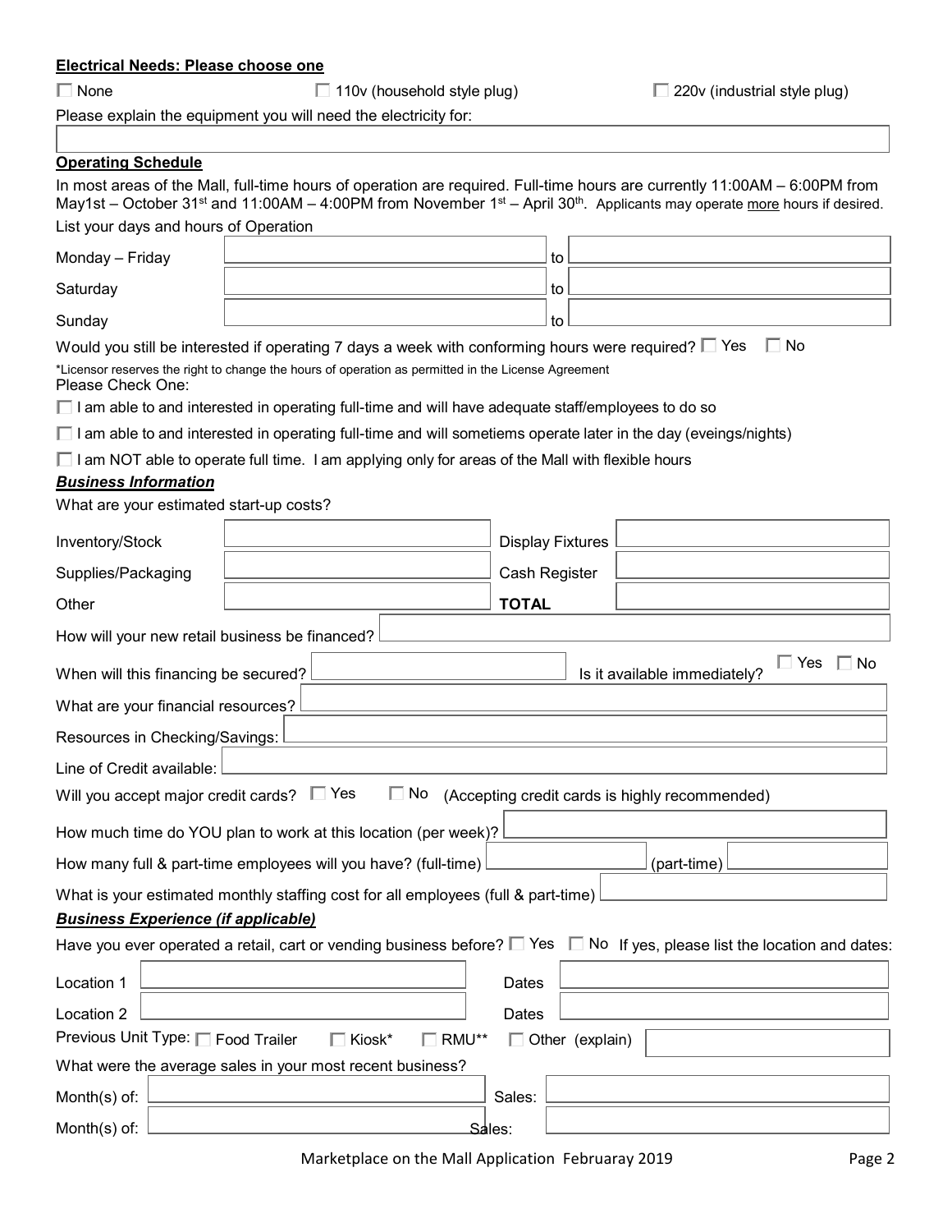**Electrical Needs: Please choose one**

☐ None ☐ 110v (household style plug) ☐ 220v (industrial style plug)

Please explain the equipment you will need the electricity for:

\_\_\_\_\_\_\_\_\_\_\_\_\_\_\_\_\_\_\_\_\_\_\_\_\_\_\_\_\_\_\_\_

**Operating Schedule**

In most areas of the Mall, full-time hours of operation are required. Full-time hours are currently 11:00AM – 6:00PM from May1st – October 31st and 11:00AM – 4:00PM from November 1st – April 30th. Applicants may operate more hours if desired.

List your days and hours of Operation

| | | | |
|---|---|---|---|
| Monday – Friday | | to | |
| Saturday | | to | |
| Sunday | | to | |

Would you still be interested if operating 7 days a week with conforming hours were required? ☐ Yes ☐ No

*Licensor reserves the right to change the hours of operation as permitted in the License Agreement

Please Check One:

☐ I am able to and interested in operating full-time and will have adequate staff/employees to do so

☐ I am able to and interested in operating full-time and will sometiems operate later in the day (eveings/nights)

☐ I am NOT able to operate full time. I am applying only for areas of the Mall with flexible hours

***Business Information***

What are your estimated start-up costs?

| | | | |
|---|---|---|---|
| Inventory/Stock | | Display Fixtures | |
| Supplies/Packaging | | Cash Register | |
| Other | | **TOTAL** | |

How will your new retail business be financed? \_\_\_\_\_\_\_\_\_\_\_\_\_\_\_\_

When will this financing be secured? \_\_\_\_\_\_\_\_\_\_\_\_\_\_\_\_ Is it available immediately? ☐ Yes ☐ No

What are your financial resources? \_\_\_\_\_\_\_\_\_\_\_\_\_\_\_\_

Resources in Checking/Savings: \_\_\_\_\_\_\_\_\_\_\_\_\_\_\_\_

Line of Credit available: \_\_\_\_\_\_\_\_\_\_\_\_\_\_\_\_

Will you accept major credit cards? ☐ Yes ☐ No (Accepting credit cards is highly recommended)

How much time do YOU plan to work at this location (per week)? \_\_\_\_\_\_\_\_\_\_\_\_\_\_\_\_

How many full & part-time employees will you have? (full-time) \_\_\_\_\_\_\_\_ (part-time) \_\_\_\_\_\_\_\_

What is your estimated monthly staffing cost for all employees (full & part-time) \_\_\_\_\_\_\_\_\_\_\_\_\_\_\_\_

***Business Experience (if applicable)***

Have you ever operated a retail, cart or vending business before? ☐ Yes ☐ No If yes, please list the location and dates:

| | | | |
|---|---|---|---|
| Location 1 | | Dates | |
| Location 2 | | Dates | |

Previous Unit Type: ☐ Food Trailer ☐ Kiosk* ☐ RMU** ☐ Other (explain) \_\_\_\_\_\_\_\_\_\_\_\_\_\_\_\_

What were the average sales in your most recent business?

| | | | |
|---|---|---|---|
| Month(s) of: | | Sales: | |
| Month(s) of: | | Sales: | |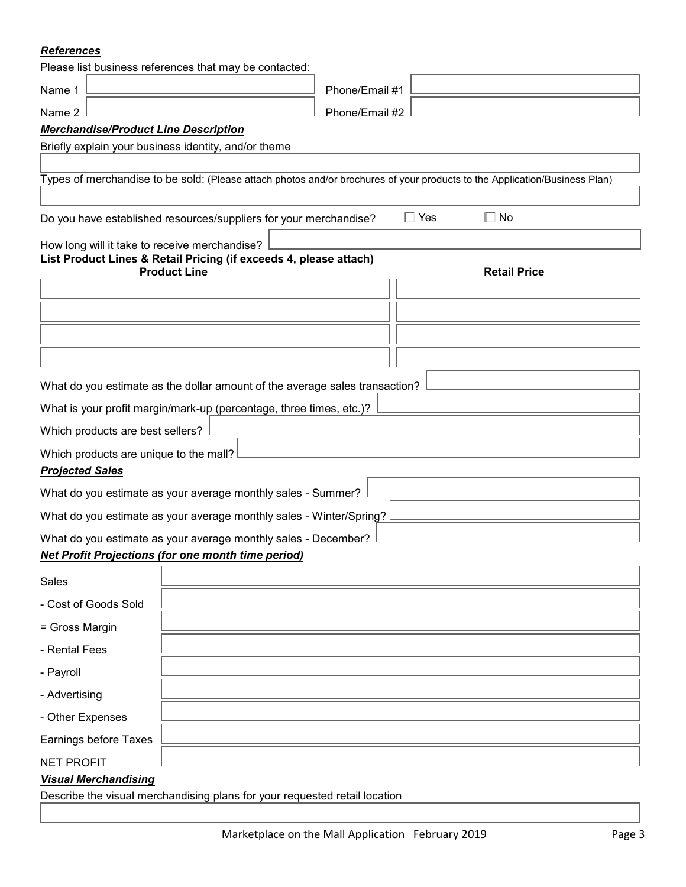***References***

Please list business references that may be contacted:

| | | | |
|---|---|---|---|
| Name 1 | | Phone/Email #1 | |
| Name 2 | | Phone/Email #2 | |

***Merchandise/Product Line Description***

Briefly explain your business identity, and/or theme

Types of merchandise to be sold: (Please attach photos and/or brochures of your products to the Application/Business Plan)

Do you have established resources/suppliers for your merchandise? ☐ Yes ☐ No

How long will it take to receive merchandise?

**List Product Lines & Retail Pricing (if exceeds 4, please attach)**

| Product Line | Retail Price |
|---|---|
| | |
| | |
| | |
| | |

What do you estimate as the dollar amount of the average sales transaction?

What is your profit margin/mark-up (percentage, three times, etc.)?

Which products are best sellers?

Which products are unique to the mall?

***Projected Sales***

What do you estimate as your average monthly sales - Summer?

What do you estimate as your average monthly sales - Winter/Spring?

What do you estimate as your average monthly sales - December?

***Net Profit Projections (for one month time period)***

| | |
|---|---|
| Sales | |
| - Cost of Goods Sold | |
| = Gross Margin | |
| - Rental Fees | |
| - Payroll | |
| - Advertising | |
| - Other Expenses | |
| Earnings before Taxes | |
| NET PROFIT | |

***Visual Merchandising***

Describe the visual merchandising plans for your requested retail location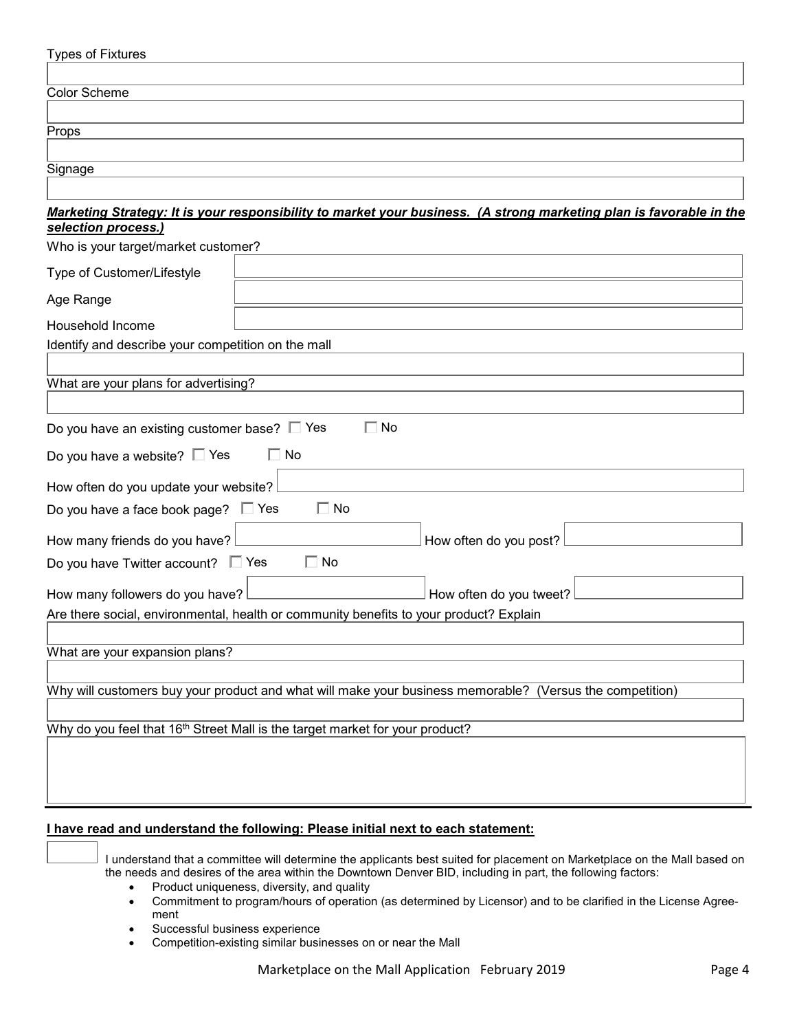Types of Fixtures

Color Scheme

Props

Signage

***Marketing Strategy: It is your responsibility to market your business. (A strong marketing plan is favorable in the selection process.)***

Who is your target/market customer?

Type of Customer/Lifestyle

Age Range

Household Income

Identify and describe your competition on the mall

What are your plans for advertising?

Do you have an existing customer base? ☐ Yes ☐ No

Do you have a website? ☐ Yes ☐ No

How often do you update your website?

Do you have a face book page? ☐ Yes ☐ No

How many friends do you have? How often do you post?

Do you have Twitter account? ☐ Yes ☐ No

How many followers do you have? How often do you tweet?

Are there social, environmental, health or community benefits to your product? Explain

What are your expansion plans?

Why will customers buy your product and what will make your business memorable? (Versus the competition)

Why do you feel that 16th Street Mall is the target market for your product?

**I have read and understand the following: Please initial next to each statement:**

☐ I understand that a committee will determine the applicants best suited for placement on Marketplace on the Mall based on the needs and desires of the area within the Downtown Denver BID, including in part, the following factors:

- Product uniqueness, diversity, and quality
- Commitment to program/hours of operation (as determined by Licensor) and to be clarified in the License Agreement
- Successful business experience
- Competition-existing similar businesses on or near the Mall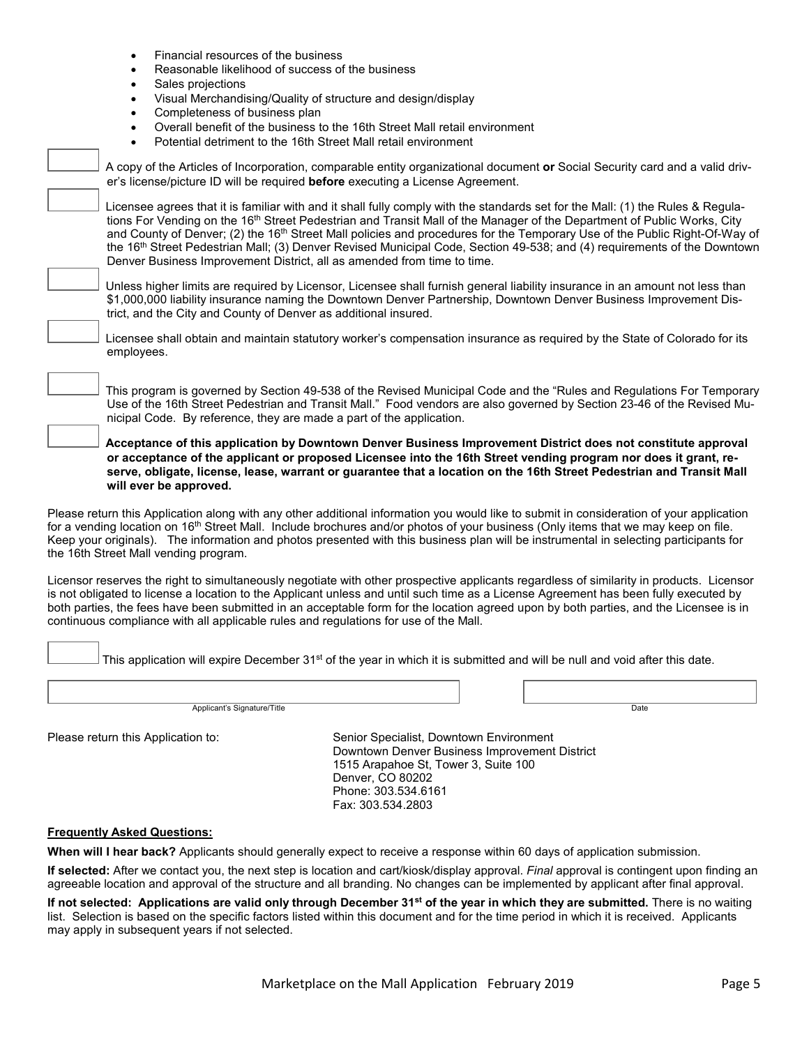- Financial resources of the business
- Reasonable likelihood of success of the business
- Sales projections
- Visual Merchandising/Quality of structure and design/display
- Completeness of business plan
- Overall benefit of the business to the 16th Street Mall retail environment
- Potential detriment to the 16th Street Mall retail environment

☐ A copy of the Articles of Incorporation, comparable entity organizational document **or** Social Security card and a valid driver's license/picture ID will be required **before** executing a License Agreement.

☐ Licensee agrees that it is familiar with and it shall fully comply with the standards set for the Mall: (1) the Rules & Regulations For Vending on the 16th Street Pedestrian and Transit Mall of the Manager of the Department of Public Works, City and County of Denver; (2) the 16th Street Mall policies and procedures for the Temporary Use of the Public Right-Of-Way of the 16th Street Pedestrian Mall; (3) Denver Revised Municipal Code, Section 49-538; and (4) requirements of the Downtown Denver Business Improvement District, all as amended from time to time.

☐ Unless higher limits are required by Licensor, Licensee shall furnish general liability insurance in an amount not less than $1,000,000 liability insurance naming the Downtown Denver Partnership, Downtown Denver Business Improvement District, and the City and County of Denver as additional insured.

☐ Licensee shall obtain and maintain statutory worker's compensation insurance as required by the State of Colorado for its employees.

☐ This program is governed by Section 49-538 of the Revised Municipal Code and the "Rules and Regulations For Temporary Use of the 16th Street Pedestrian and Transit Mall." Food vendors are also governed by Section 23-46 of the Revised Municipal Code. By reference, they are made a part of the application.

☐ **Acceptance of this application by Downtown Denver Business Improvement District does not constitute approval or acceptance of the applicant or proposed Licensee into the 16th Street vending program nor does it grant, reserve, obligate, license, lease, warrant or guarantee that a location on the 16th Street Pedestrian and Transit Mall will ever be approved.**

Please return this Application along with any other additional information you would like to submit in consideration of your application for a vending location on 16th Street Mall. Include brochures and/or photos of your business (Only items that we may keep on file. Keep your originals). The information and photos presented with this business plan will be instrumental in selecting participants for the 16th Street Mall vending program.

Licensor reserves the right to simultaneously negotiate with other prospective applicants regardless of similarity in products. Licensor is not obligated to license a location to the Applicant unless and until such time as a License Agreement has been fully executed by both parties, the fees have been submitted in an acceptable form for the location agreed upon by both parties, and the Licensee is in continuous compliance with all applicable rules and regulations for use of the Mall.

☐ This application will expire December 31st of the year in which it is submitted and will be null and void after this date.

| | |
|---|---|
| Applicant's Signature/Title | Date |

Please return this Application to:

Senior Specialist, Downtown Environment
Downtown Denver Business Improvement District
1515 Arapahoe St, Tower 3, Suite 100
Denver, CO 80202
Phone: 303.534.6161
Fax: 303.534.2803

**Frequently Asked Questions:**

**When will I hear back?** Applicants should generally expect to receive a response within 60 days of application submission.

**If selected:** After we contact you, the next step is location and cart/kiosk/display approval. *Final* approval is contingent upon finding an agreeable location and approval of the structure and all branding. No changes can be implemented by applicant after final approval.

**If not selected: Applications are valid only through December 31st of the year in which they are submitted.** There is no waiting list. Selection is based on the specific factors listed within this document and for the time period in which it is received. Applicants may apply in subsequent years if not selected.